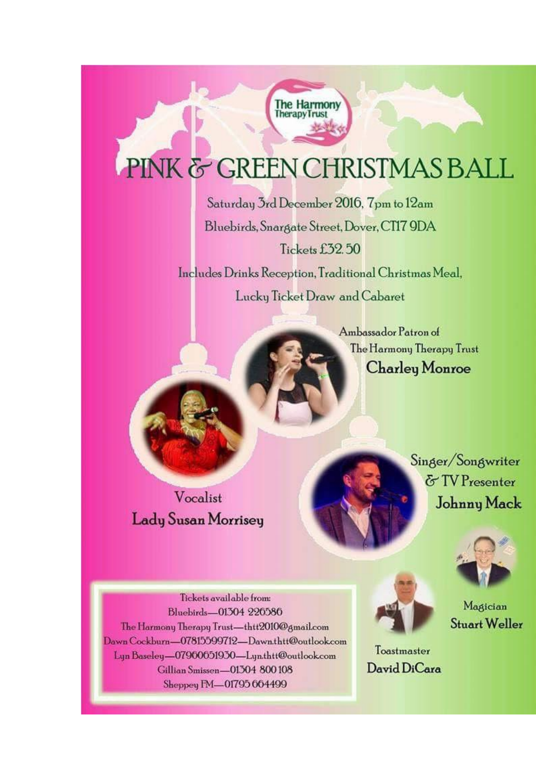The Harmony Therapy Trust

# PINK & GREEN CHRISTMAS BALL

Saturday 3rd December 2016, 7pm to 12am

Bluebirds, Snargate Street, Dover, CT17 9DA

Tickets £32.50

Includes Drinks Reception, Traditional Christmas Meal, Lucky Ticket Draw and Cabaret

Ambassador Patron of The Harmony Therapy Trust
**Charley Monroe**

Vocalist
**Lady Susan Morrisey**

Singer/Songwriter & TV Presenter
**Johnny Mack**

Magician
**Stuart Weller**

Toastmaster
**David DiCara**

Tickets available from:
Bluebirds—01304 226586
The Harmony Therapy Trust—thtt2010@gmail.com
Dawn Cockburn—07815599712—Dawn.thtt@outlook.com
Lyn Baseley—07960651930—Lyn.thtt@outlook.com
Gillian Smissen—01304 800108
Sheppey FM—01795 664499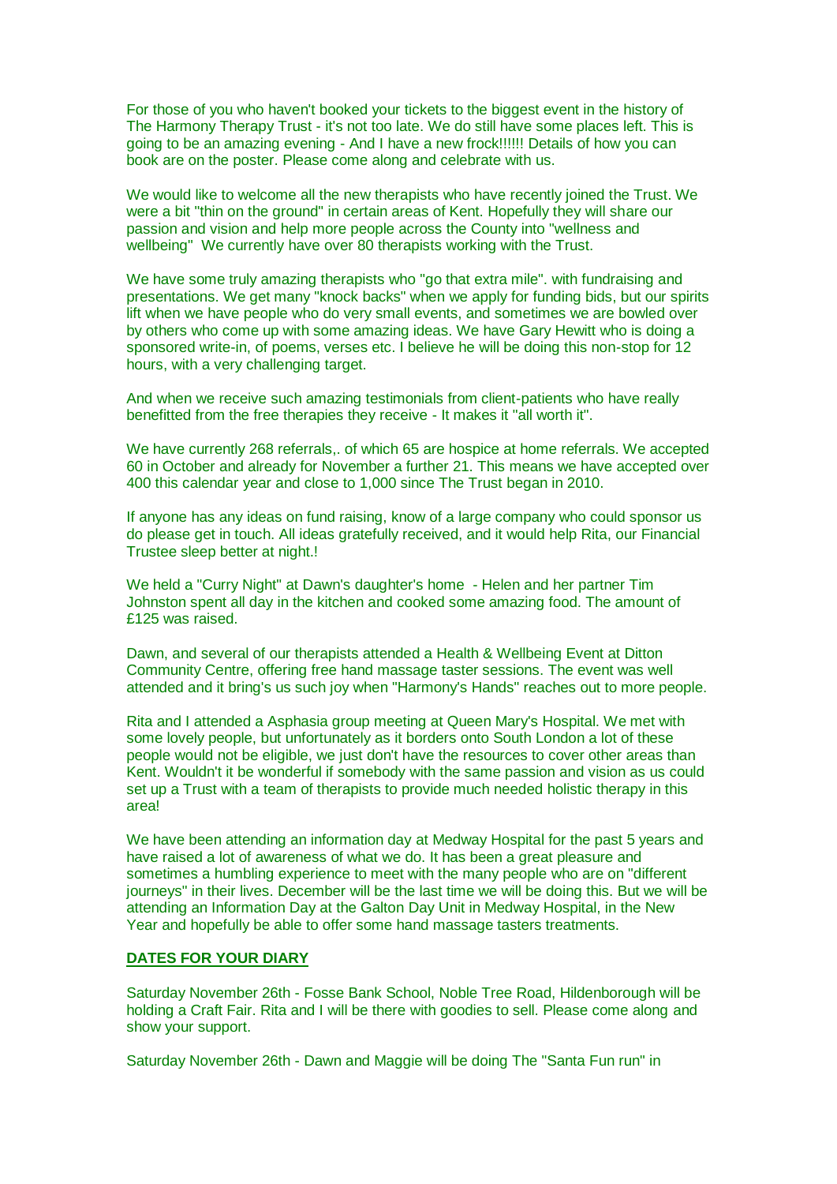For those of you who haven't booked your tickets to the biggest event in the history of The Harmony Therapy Trust - it's not too late. We do still have some places left. This is going to be an amazing evening - And I have a new frock!!!!!! Details of how you can book are on the poster. Please come along and celebrate with us.

We would like to welcome all the new therapists who have recently joined the Trust. We were a bit "thin on the ground" in certain areas of Kent. Hopefully they will share our passion and vision and help more people across the County into "wellness and wellbeing" We currently have over 80 therapists working with the Trust.

We have some truly amazing therapists who "go that extra mile". with fundraising and presentations. We get many "knock backs" when we apply for funding bids, but our spirits lift when we have people who do very small events, and sometimes we are bowled over by others who come up with some amazing ideas. We have Gary Hewitt who is doing a sponsored write-in, of poems, verses etc. I believe he will be doing this non-stop for 12 hours, with a very challenging target.

And when we receive such amazing testimonials from client-patients who have really benefitted from the free therapies they receive - It makes it "all worth it".

We have currently 268 referrals,. of which 65 are hospice at home referrals. We accepted 60 in October and already for November a further 21. This means we have accepted over 400 this calendar year and close to 1,000 since The Trust began in 2010.

If anyone has any ideas on fund raising, know of a large company who could sponsor us do please get in touch. All ideas gratefully received, and it would help Rita, our Financial Trustee sleep better at night.!

We held a "Curry Night" at Dawn's daughter's home - Helen and her partner Tim Johnston spent all day in the kitchen and cooked some amazing food. The amount of £125 was raised.

Dawn, and several of our therapists attended a Health & Wellbeing Event at Ditton Community Centre, offering free hand massage taster sessions. The event was well attended and it bring's us such joy when "Harmony's Hands" reaches out to more people.

Rita and I attended a Asphasia group meeting at Queen Mary's Hospital. We met with some lovely people, but unfortunately as it borders onto South London a lot of these people would not be eligible, we just don't have the resources to cover other areas than Kent. Wouldn't it be wonderful if somebody with the same passion and vision as us could set up a Trust with a team of therapists to provide much needed holistic therapy in this area!

We have been attending an information day at Medway Hospital for the past 5 years and have raised a lot of awareness of what we do. It has been a great pleasure and sometimes a humbling experience to meet with the many people who are on "different journeys" in their lives. December will be the last time we will be doing this. But we will be attending an Information Day at the Galton Day Unit in Medway Hospital, in the New Year and hopefully be able to offer some hand massage tasters treatments.

**DATES FOR YOUR DIARY**

Saturday November 26th - Fosse Bank School, Noble Tree Road, Hildenborough will be holding a Craft Fair. Rita and I will be there with goodies to sell. Please come along and show your support.

Saturday November 26th - Dawn and Maggie will be doing The "Santa Fun run" in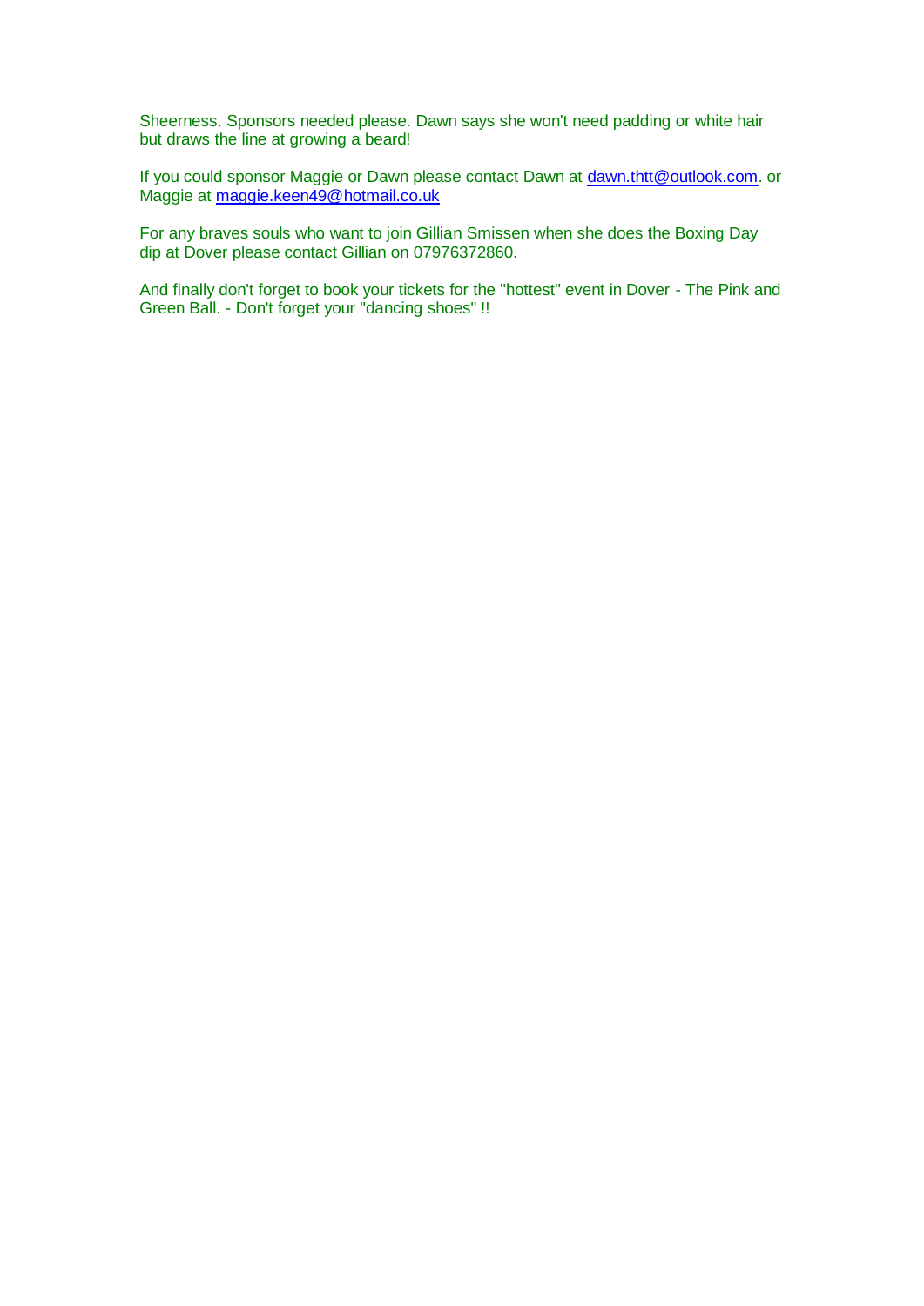Sheerness. Sponsors needed please. Dawn says she won't need padding or white hair but draws the line at growing a beard!

If you could sponsor Maggie or Dawn please contact Dawn at dawn.thtt@outlook.com. or Maggie at maggie.keen49@hotmail.co.uk

For any braves souls who want to join Gillian Smissen when she does the Boxing Day dip at Dover please contact Gillian on 07976372860.

And finally don't forget to book your tickets for the "hottest" event in Dover - The Pink and Green Ball. - Don't forget your "dancing shoes" !!